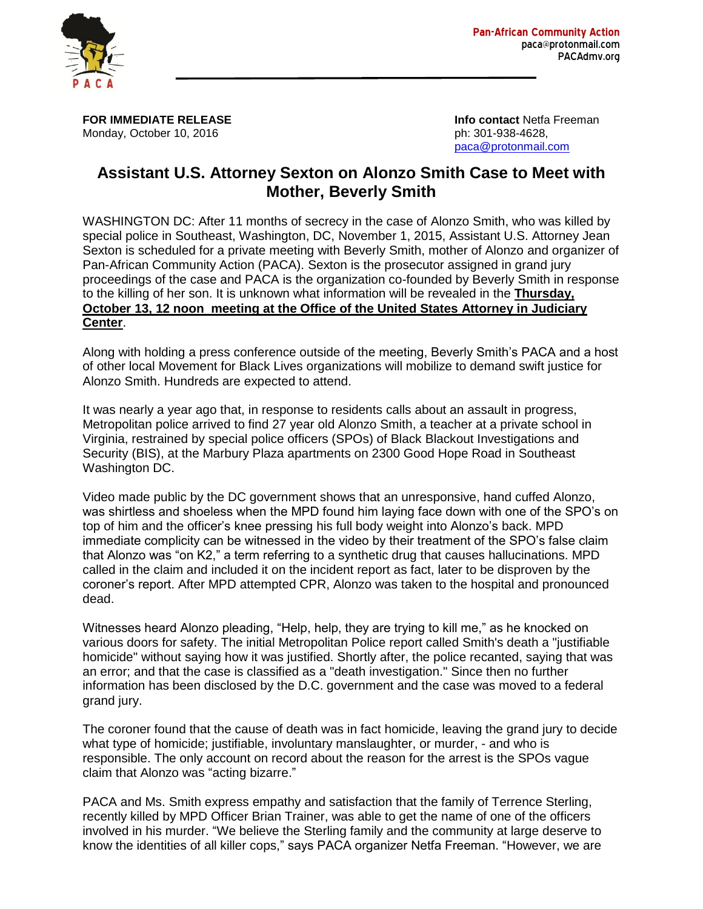**Pan-African Community Action**
paca@protonmail.com
PACAdmv.org

**FOR IMMEDIATE RELEASE**
Monday, October 10, 2016

**Info contact** Netfa Freeman
ph: 301-938-4628,
paca@protonmail.com

# Assistant U.S. Attorney Sexton on Alonzo Smith Case to Meet with Mother, Beverly Smith

WASHINGTON DC: After 11 months of secrecy in the case of Alonzo Smith, who was killed by special police in Southeast, Washington, DC, November 1, 2015, Assistant U.S. Attorney Jean Sexton is scheduled for a private meeting with Beverly Smith, mother of Alonzo and organizer of Pan-African Community Action (PACA). Sexton is the prosecutor assigned in grand jury proceedings of the case and PACA is the organization co-founded by Beverly Smith in response to the killing of her son. It is unknown what information will be revealed in the **Thursday, October 13, 12 noon meeting at the Office of the United States Attorney in Judiciary Center**.

Along with holding a press conference outside of the meeting, Beverly Smith's PACA and a host of other local Movement for Black Lives organizations will mobilize to demand swift justice for Alonzo Smith. Hundreds are expected to attend.

It was nearly a year ago that, in response to residents calls about an assault in progress, Metropolitan police arrived to find 27 year old Alonzo Smith, a teacher at a private school in Virginia, restrained by special police officers (SPOs) of Black Blackout Investigations and Security (BIS), at the Marbury Plaza apartments on 2300 Good Hope Road in Southeast Washington DC.

Video made public by the DC government shows that an unresponsive, hand cuffed Alonzo, was shirtless and shoeless when the MPD found him laying face down with one of the SPO's on top of him and the officer's knee pressing his full body weight into Alonzo's back. MPD immediate complicity can be witnessed in the video by their treatment of the SPO's false claim that Alonzo was "on K2," a term referring to a synthetic drug that causes hallucinations. MPD called in the claim and included it on the incident report as fact, later to be disproven by the coroner's report. After MPD attempted CPR, Alonzo was taken to the hospital and pronounced dead.

Witnesses heard Alonzo pleading, "Help, help, they are trying to kill me," as he knocked on various doors for safety. The initial Metropolitan Police report called Smith's death a "justifiable homicide" without saying how it was justified. Shortly after, the police recanted, saying that was an error; and that the case is classified as a "death investigation." Since then no further information has been disclosed by the D.C. government and the case was moved to a federal grand jury.

The coroner found that the cause of death was in fact homicide, leaving the grand jury to decide what type of homicide; justifiable, involuntary manslaughter, or murder, - and who is responsible. The only account on record about the reason for the arrest is the SPOs vague claim that Alonzo was "acting bizarre."

PACA and Ms. Smith express empathy and satisfaction that the family of Terrence Sterling, recently killed by MPD Officer Brian Trainer, was able to get the name of one of the officers involved in his murder. "We believe the Sterling family and the community at large deserve to know the identities of all killer cops," says PACA organizer Netfa Freeman. "However, we are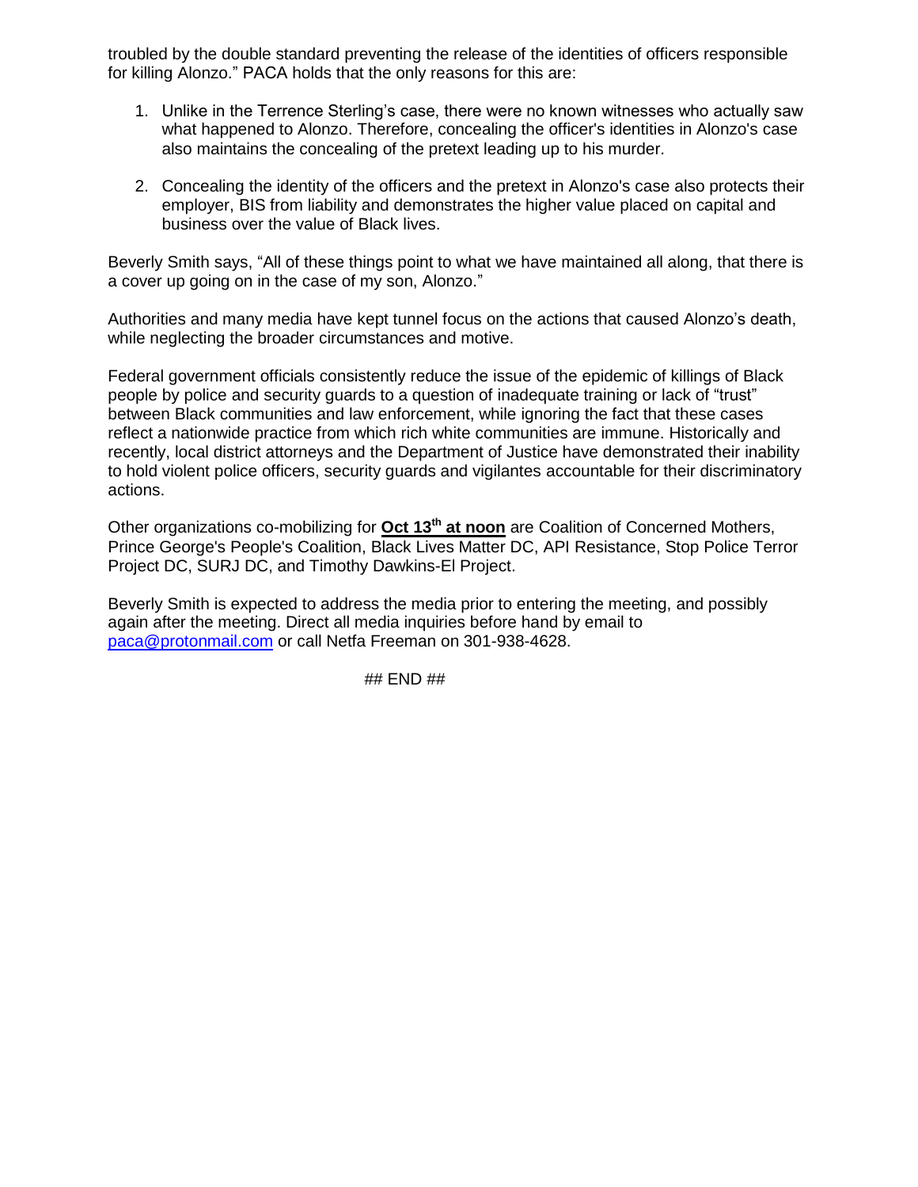troubled by the double standard preventing the release of the identities of officers responsible for killing Alonzo." PACA holds that the only reasons for this are:

1. Unlike in the Terrence Sterling's case, there were no known witnesses who actually saw what happened to Alonzo. Therefore, concealing the officer's identities in Alonzo's case also maintains the concealing of the pretext leading up to his murder.

2. Concealing the identity of the officers and the pretext in Alonzo's case also protects their employer, BIS from liability and demonstrates the higher value placed on capital and business over the value of Black lives.

Beverly Smith says, "All of these things point to what we have maintained all along, that there is a cover up going on in the case of my son, Alonzo."

Authorities and many media have kept tunnel focus on the actions that caused Alonzo's death, while neglecting the broader circumstances and motive.

Federal government officials consistently reduce the issue of the epidemic of killings of Black people by police and security guards to a question of inadequate training or lack of "trust" between Black communities and law enforcement, while ignoring the fact that these cases reflect a nationwide practice from which rich white communities are immune. Historically and recently, local district attorneys and the Department of Justice have demonstrated their inability to hold violent police officers, security guards and vigilantes accountable for their discriminatory actions.

Other organizations co-mobilizing for **Oct 13th at noon** are Coalition of Concerned Mothers, Prince George's People's Coalition, Black Lives Matter DC, API Resistance, Stop Police Terror Project DC, SURJ DC, and Timothy Dawkins-El Project.

Beverly Smith is expected to address the media prior to entering the meeting, and possibly again after the meeting. Direct all media inquiries before hand by email to paca@protonmail.com or call Netfa Freeman on 301-938-4628.

## END ##